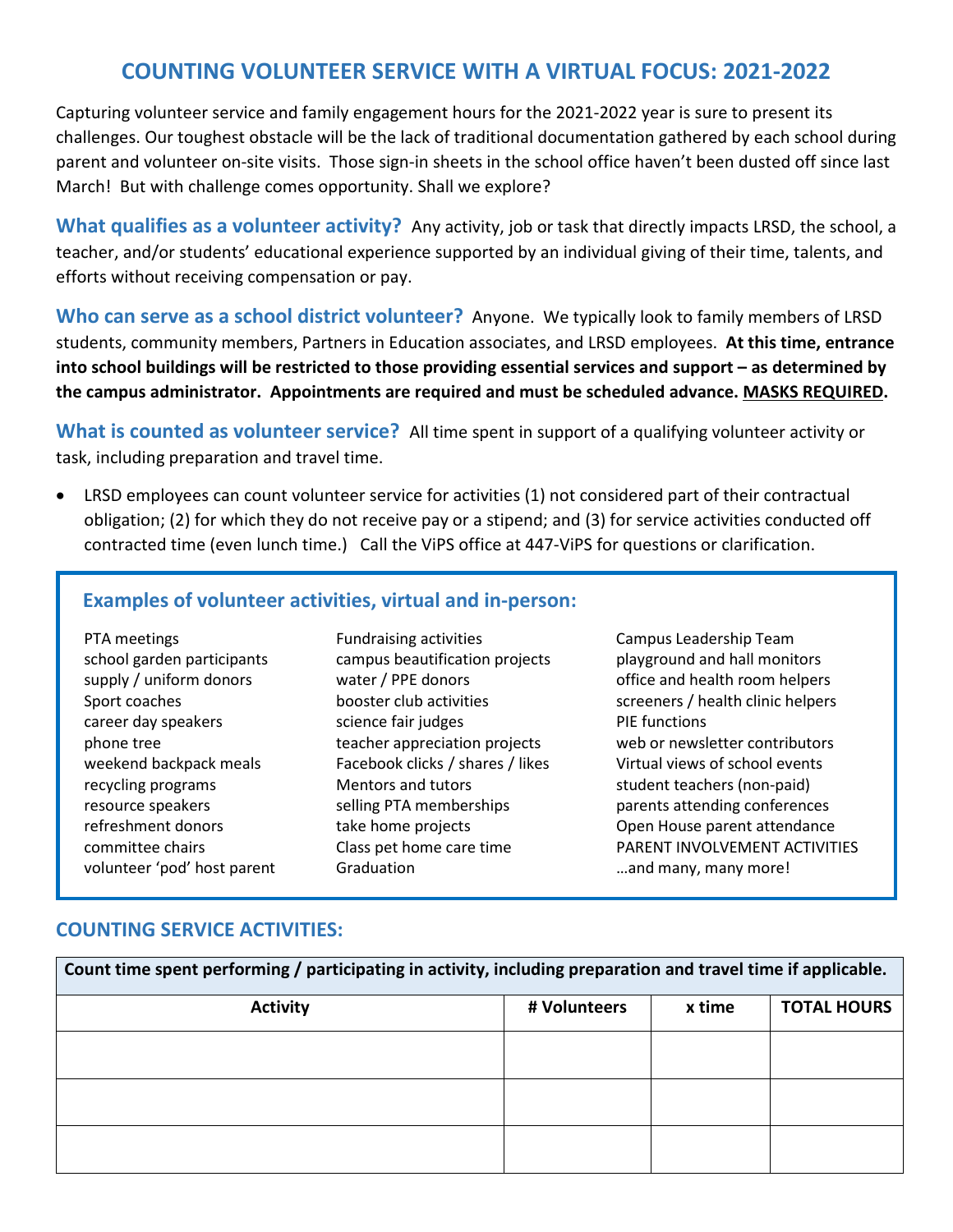# COUNTING VOLUNTEER SERVICE WITH A VIRTUAL FOCUS: 2021-2022

Capturing volunteer service and family engagement hours for the 2021-2022 year is sure to present its challenges. Our toughest obstacle will be the lack of traditional documentation gathered by each school during parent and volunteer on-site visits. Those sign-in sheets in the school office haven't been dusted off since last March! But with challenge comes opportunity. Shall we explore?

**What qualifies as a volunteer activity?** Any activity, job or task that directly impacts LRSD, the school, a teacher, and/or students' educational experience supported by an individual giving of their time, talents, and efforts without receiving compensation or pay.

**Who can serve as a school district volunteer?** Anyone. We typically look to family members of LRSD students, community members, Partners in Education associates, and LRSD employees. **At this time, entrance into school buildings will be restricted to those providing essential services and support – as determined by the campus administrator. Appointments are required and must be scheduled advance. MASKS REQUIRED.**

**What is counted as volunteer service?** All time spent in support of a qualifying volunteer activity or task, including preparation and travel time.

- LRSD employees can count volunteer service for activities (1) not considered part of their contractual obligation; (2) for which they do not receive pay or a stipend; and (3) for service activities conducted off contracted time (even lunch time.) Call the ViPS office at 447-ViPS for questions or clarification.

## Examples of volunteer activities, virtual and in-person:

PTA meetings
school garden participants
supply / uniform donors
Sport coaches
career day speakers
phone tree
weekend backpack meals
recycling programs
resource speakers
refreshment donors
committee chairs
volunteer 'pod' host parent
Fundraising activities
campus beautification projects
water / PPE donors
booster club activities
science fair judges
teacher appreciation projects
Facebook clicks / shares / likes
Mentors and tutors
selling PTA memberships
take home projects
Class pet home care time
Graduation
Campus Leadership Team
playground and hall monitors
office and health room helpers
screeners / health clinic helpers
PIE functions
web or newsletter contributors
Virtual views of school events
student teachers (non-paid)
parents attending conferences
Open House parent attendance
PARENT INVOLVEMENT ACTIVITIES
…and many, many more!

## COUNTING SERVICE ACTIVITIES:

**Count time spent performing / participating in activity, including preparation and travel time if applicable.**

| Activity | # Volunteers | x time | TOTAL HOURS |
|---|---|---|---|
| | | | |
| | | | |
| | | | |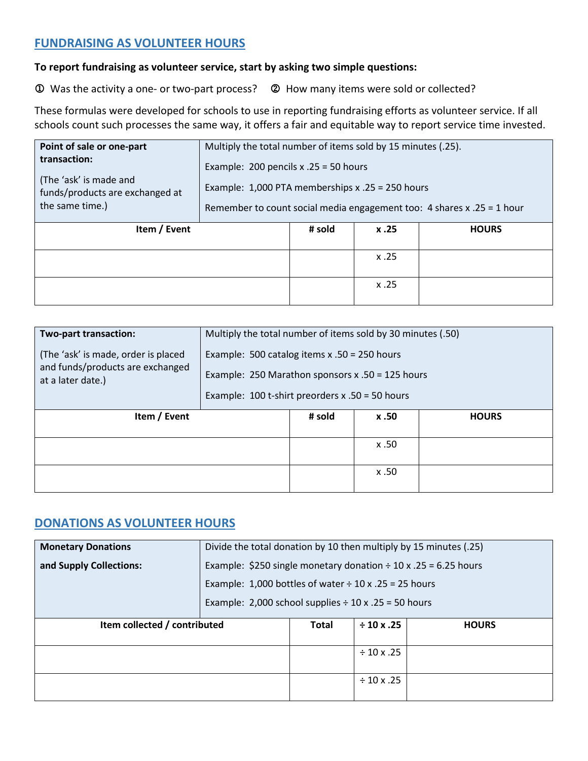## FUNDRAISING AS VOLUNTEER HOURS

**To report fundraising as volunteer service, start by asking two simple questions:**

① Was the activity a one- or two-part process? ② How many items were sold or collected?

These formulas were developed for schools to use in reporting fundraising efforts as volunteer service. If all schools count such processes the same way, it offers a fair and equitable way to report service time invested.

| **Point of sale or one-part transaction:** (The 'ask' is made and funds/products are exchanged at the same time.) | Multiply the total number of items sold by 15 minutes (.25). Example: 200 pencils x .25 = 50 hours Example: 1,000 PTA memberships x .25 = 250 hours Remember to count social media engagement too: 4 shares x .25 = 1 hour | | |
|---|---|---|---|
| **Item / Event** | **# sold** | **x .25** | **HOURS** |
| | | x .25 | |
| | | x .25 | |

| **Two-part transaction:** (The 'ask' is made, order is placed and funds/products are exchanged at a later date.) | Multiply the total number of items sold by 30 minutes (.50) Example: 500 catalog items x .50 = 250 hours Example: 250 Marathon sponsors x .50 = 125 hours Example: 100 t-shirt preorders x .50 = 50 hours | | |
|---|---|---|---|
| **Item / Event** | **# sold** | **x .50** | **HOURS** |
| | | x .50 | |
| | | x .50 | |

## DONATIONS AS VOLUNTEER HOURS

| **Monetary Donations and Supply Collections:** | Divide the total donation by 10 then multiply by 15 minutes (.25) Example: $250 single monetary donation ÷ 10 x .25 = 6.25 hours Example: 1,000 bottles of water ÷ 10 x .25 = 25 hours Example: 2,000 school supplies ÷ 10 x .25 = 50 hours | | |
|---|---|---|---|
| **Item collected / contributed** | **Total** | **÷ 10 x .25** | **HOURS** |
| | | ÷ 10 x .25 | |
| | | ÷ 10 x .25 | |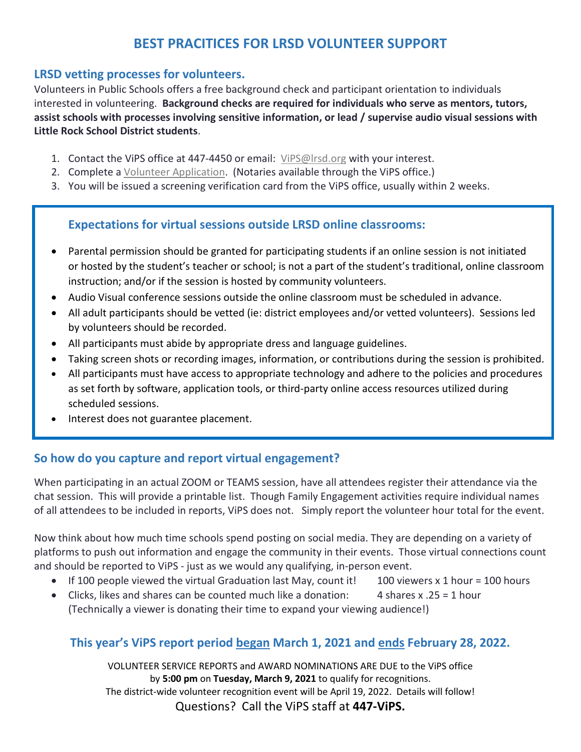# BEST PRACITICES FOR LRSD VOLUNTEER SUPPORT

## LRSD vetting processes for volunteers.

Volunteers in Public Schools offers a free background check and participant orientation to individuals interested in volunteering. **Background checks are required for individuals who serve as mentors, tutors, assist schools with processes involving sensitive information, or lead / supervise audio visual sessions with Little Rock School District students**.

1. Contact the ViPS office at 447-4450 or email: ViPS@lrsd.org with your interest.
2. Complete a Volunteer Application. (Notaries available through the ViPS office.)
3. You will be issued a screening verification card from the ViPS office, usually within 2 weeks.

### Expectations for virtual sessions outside LRSD online classrooms:

- Parental permission should be granted for participating students if an online session is not initiated or hosted by the student's teacher or school; is not a part of the student's traditional, online classroom instruction; and/or if the session is hosted by community volunteers.
- Audio Visual conference sessions outside the online classroom must be scheduled in advance.
- All adult participants should be vetted (ie: district employees and/or vetted volunteers). Sessions led by volunteers should be recorded.
- All participants must abide by appropriate dress and language guidelines.
- Taking screen shots or recording images, information, or contributions during the session is prohibited.
- All participants must have access to appropriate technology and adhere to the policies and procedures as set forth by software, application tools, or third-party online access resources utilized during scheduled sessions.
- Interest does not guarantee placement.

## So how do you capture and report virtual engagement?

When participating in an actual ZOOM or TEAMS session, have all attendees register their attendance via the chat session. This will provide a printable list. Though Family Engagement activities require individual names of all attendees to be included in reports, ViPS does not. Simply report the volunteer hour total for the event.

Now think about how much time schools spend posting on social media. They are depending on a variety of platforms to push out information and engage the community in their events. Those virtual connections count and should be reported to ViPS - just as we would any qualifying, in-person event.

- If 100 people viewed the virtual Graduation last May, count it! 100 viewers x 1 hour = 100 hours
- Clicks, likes and shares can be counted much like a donation: 4 shares x .25 = 1 hour
  (Technically a viewer is donating their time to expand your viewing audience!)

### This year's ViPS report period began March 1, 2021 and ends February 28, 2022.

VOLUNTEER SERVICE REPORTS and AWARD NOMINATIONS ARE DUE to the ViPS office by **5:00 pm** on **Tuesday, March 9, 2021** to qualify for recognitions.
The district-wide volunteer recognition event will be April 19, 2022. Details will follow!

Questions? Call the ViPS staff at **447-ViPS.**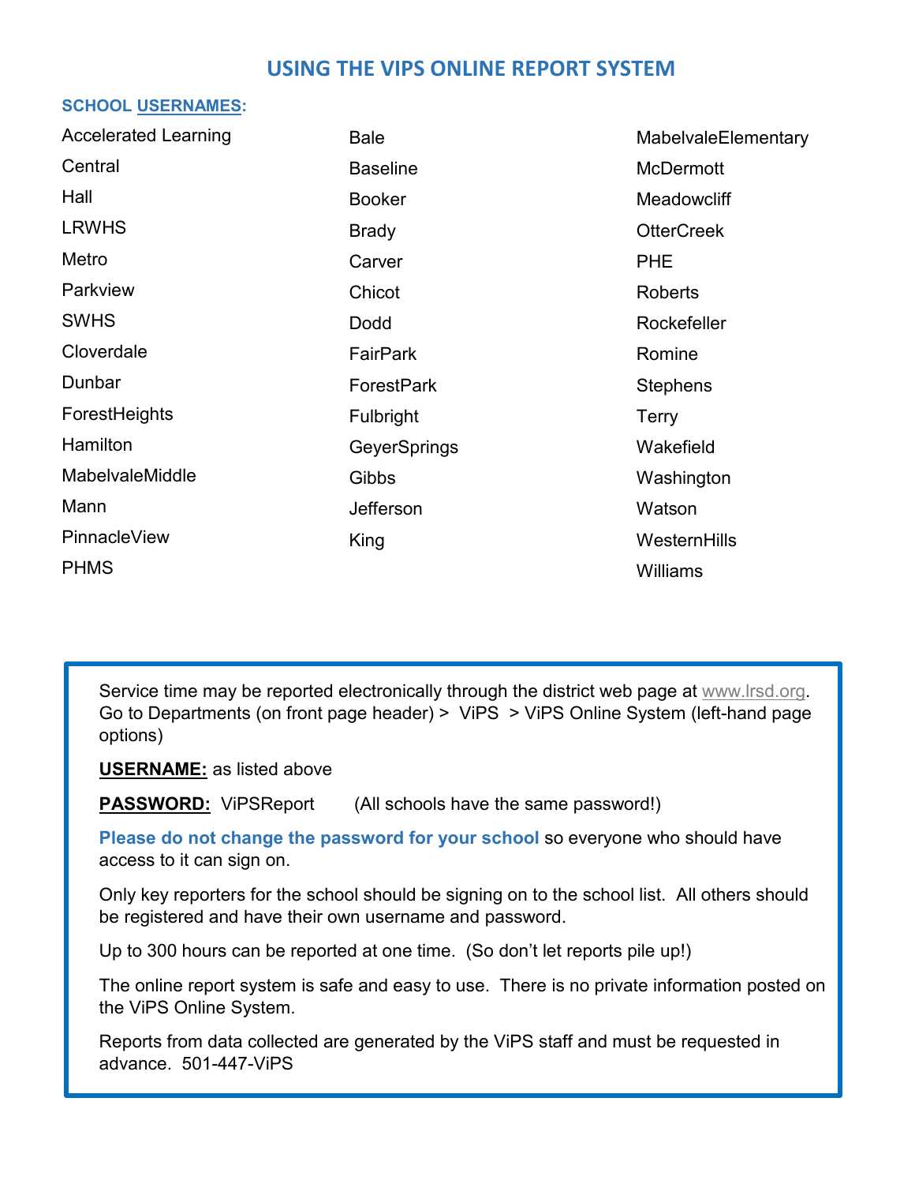# USING THE VIPS ONLINE REPORT SYSTEM

**SCHOOL USERNAMES:**

Accelerated Learning
Central
Hall
LRWHS
Metro
Parkview
SWHS
Cloverdale
Dunbar
ForestHeights
Hamilton
MabelvaleMiddle
Mann
PinnacleView
PHMS

Bale
Baseline
Booker
Brady
Carver
Chicot
Dodd
FairPark
ForestPark
Fulbright
GeyerSprings
Gibbs
Jefferson
King

MabelvaleElementary
McDermott
Meadowcliff
OtterCreek
PHE
Roberts
Rockefeller
Romine
Stephens
Terry
Wakefield
Washington
Watson
WesternHills
Williams

Service time may be reported electronically through the district web page at www.lrsd.org. Go to Departments (on front page header) > ViPS > ViPS Online System (left-hand page options)

**USERNAME:** as listed above

**PASSWORD:** ViPSReport (All schools have the same password!)

**Please do not change the password for your school** so everyone who should have access to it can sign on.

Only key reporters for the school should be signing on to the school list. All others should be registered and have their own username and password.

Up to 300 hours can be reported at one time. (So don't let reports pile up!)

The online report system is safe and easy to use. There is no private information posted on the ViPS Online System.

Reports from data collected are generated by the ViPS staff and must be requested in advance. 501-447-ViPS